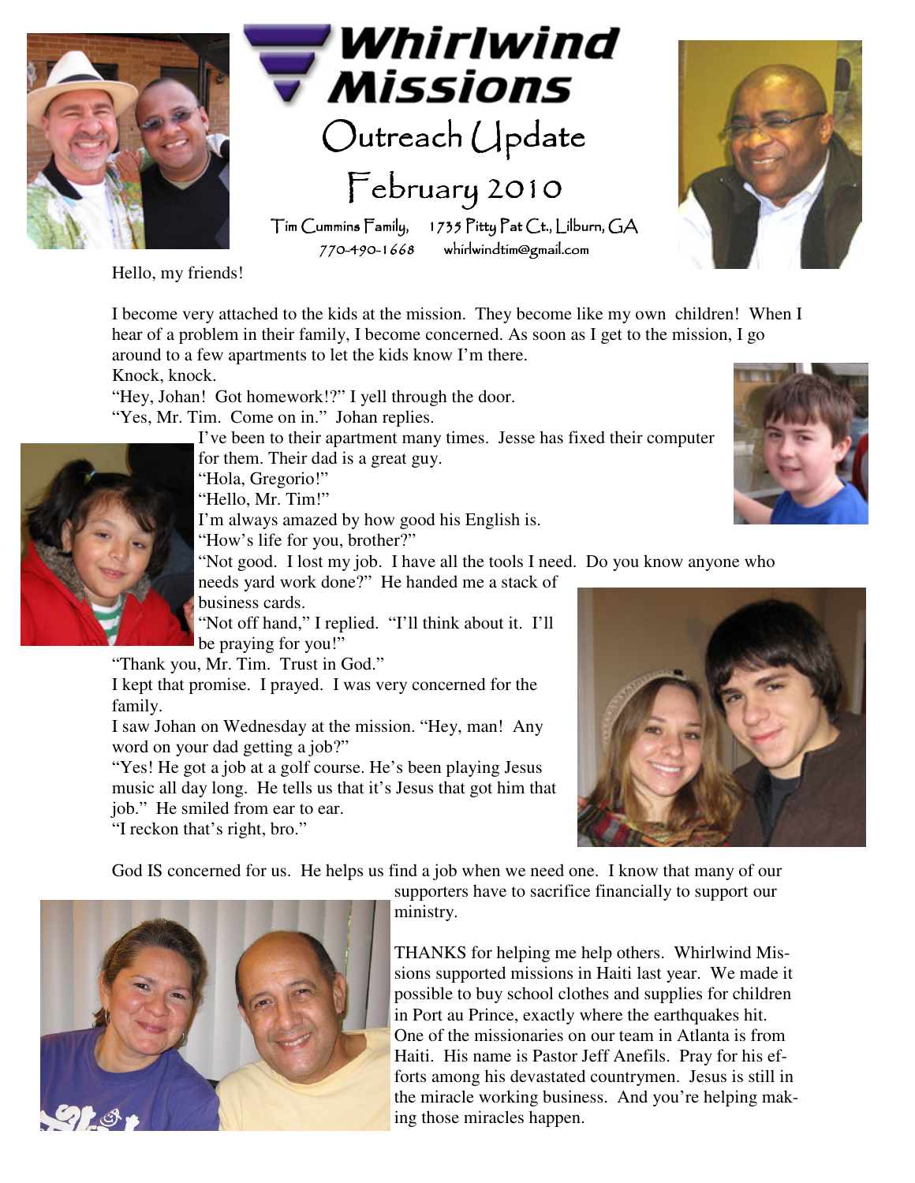# Whirlwind Missions

## Outreach Update

## February 2010

Tim Cummins Family, 1735 Pitty Pat Ct., Lilburn, GA
770-490-1668 whirlwindtim@gmail.com

Hello, my friends!

I become very attached to the kids at the mission. They become like my own children! When I hear of a problem in their family, I become concerned. As soon as I get to the mission, I go around to a few apartments to let the kids know I'm there.

Knock, knock.

"Hey, Johan! Got homework!?" I yell through the door.

"Yes, Mr. Tim. Come on in." Johan replies.

I've been to their apartment many times. Jesse has fixed their computer for them. Their dad is a great guy.

"Hola, Gregorio!"

"Hello, Mr. Tim!"

I'm always amazed by how good his English is.

"How's life for you, brother?"

"Not good. I lost my job. I have all the tools I need. Do you know anyone who needs yard work done?" He handed me a stack of business cards.

"Not off hand," I replied. "I'll think about it. I'll be praying for you!"

"Thank you, Mr. Tim. Trust in God."

I kept that promise. I prayed. I was very concerned for the family.

I saw Johan on Wednesday at the mission. "Hey, man! Any word on your dad getting a job?"

"Yes! He got a job at a golf course. He's been playing Jesus music all day long. He tells us that it's Jesus that got him that job." He smiled from ear to ear.

"I reckon that's right, bro."

God IS concerned for us. He helps us find a job when we need one. I know that many of our supporters have to sacrifice financially to support our ministry.

THANKS for helping me help others. Whirlwind Missions supported missions in Haiti last year. We made it possible to buy school clothes and supplies for children in Port au Prince, exactly where the earthquakes hit. One of the missionaries on our team in Atlanta is from Haiti. His name is Pastor Jeff Anefils. Pray for his efforts among his devastated countrymen. Jesus is still in the miracle working business. And you're helping making those miracles happen.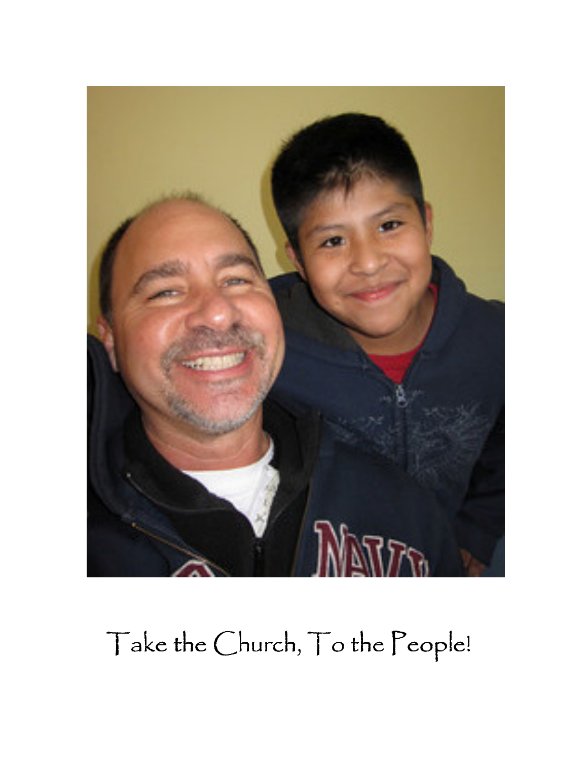Take the Church, To the People!